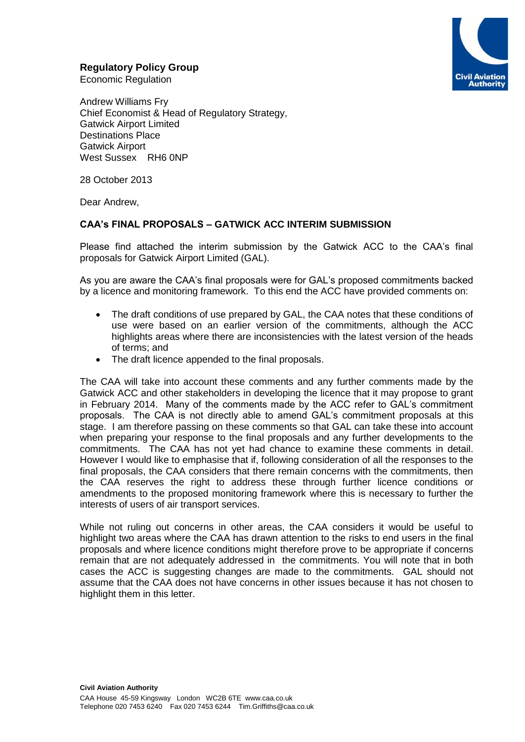**Regulatory Policy Group**
Economic Regulation

Andrew Williams Fry
Chief Economist & Head of Regulatory Strategy,
Gatwick Airport Limited
Destinations Place
Gatwick Airport
West Sussex RH6 0NP

28 October 2013

Dear Andrew,

**CAA's FINAL PROPOSALS – GATWICK ACC INTERIM SUBMISSION**

Please find attached the interim submission by the Gatwick ACC to the CAA's final proposals for Gatwick Airport Limited (GAL).

As you are aware the CAA's final proposals were for GAL's proposed commitments backed by a licence and monitoring framework. To this end the ACC have provided comments on:

- The draft conditions of use prepared by GAL, the CAA notes that these conditions of use were based on an earlier version of the commitments, although the ACC highlights areas where there are inconsistencies with the latest version of the heads of terms; and
- The draft licence appended to the final proposals.

The CAA will take into account these comments and any further comments made by the Gatwick ACC and other stakeholders in developing the licence that it may propose to grant in February 2014. Many of the comments made by the ACC refer to GAL's commitment proposals. The CAA is not directly able to amend GAL's commitment proposals at this stage. I am therefore passing on these comments so that GAL can take these into account when preparing your response to the final proposals and any further developments to the commitments. The CAA has not yet had chance to examine these comments in detail. However I would like to emphasise that if, following consideration of all the responses to the final proposals, the CAA considers that there remain concerns with the commitments, then the CAA reserves the right to address these through further licence conditions or amendments to the proposed monitoring framework where this is necessary to further the interests of users of air transport services.

While not ruling out concerns in other areas, the CAA considers it would be useful to highlight two areas where the CAA has drawn attention to the risks to end users in the final proposals and where licence conditions might therefore prove to be appropriate if concerns remain that are not adequately addressed in the commitments. You will note that in both cases the ACC is suggesting changes are made to the commitments. GAL should not assume that the CAA does not have concerns in other issues because it has not chosen to highlight them in this letter.

**Civil Aviation Authority**
CAA House 45-59 Kingsway London WC2B 6TE www.caa.co.uk
Telephone 020 7453 6240 Fax 020 7453 6244 Tim.Griffiths@caa.co.uk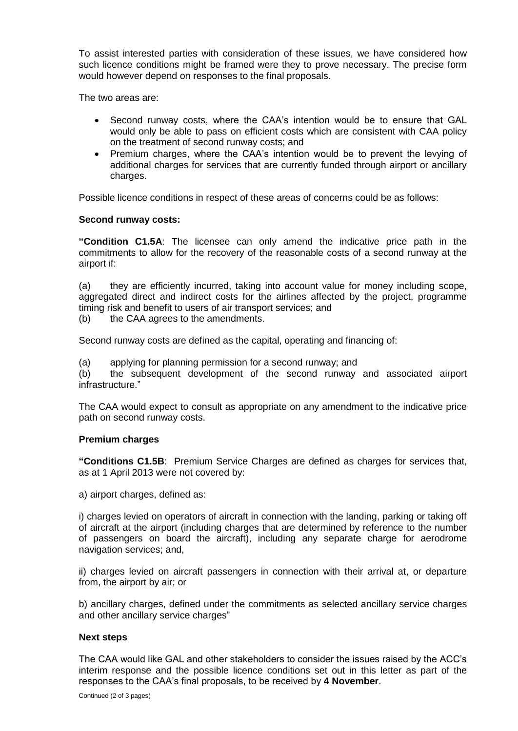To assist interested parties with consideration of these issues, we have considered how such licence conditions might be framed were they to prove necessary. The precise form would however depend on responses to the final proposals.

The two areas are:

- Second runway costs, where the CAA's intention would be to ensure that GAL would only be able to pass on efficient costs which are consistent with CAA policy on the treatment of second runway costs; and
- Premium charges, where the CAA's intention would be to prevent the levying of additional charges for services that are currently funded through airport or ancillary charges.

Possible licence conditions in respect of these areas of concerns could be as follows:

**Second runway costs:**

**"Condition C1.5A**: The licensee can only amend the indicative price path in the commitments to allow for the recovery of the reasonable costs of a second runway at the airport if:

(a) they are efficiently incurred, taking into account value for money including scope, aggregated direct and indirect costs for the airlines affected by the project, programme timing risk and benefit to users of air transport services; and
(b) the CAA agrees to the amendments.

Second runway costs are defined as the capital, operating and financing of:

(a) applying for planning permission for a second runway; and
(b) the subsequent development of the second runway and associated airport infrastructure."

The CAA would expect to consult as appropriate on any amendment to the indicative price path on second runway costs.

**Premium charges**

**"Conditions C1.5B**: Premium Service Charges are defined as charges for services that, as at 1 April 2013 were not covered by:

a) airport charges, defined as:

i) charges levied on operators of aircraft in connection with the landing, parking or taking off of aircraft at the airport (including charges that are determined by reference to the number of passengers on board the aircraft), including any separate charge for aerodrome navigation services; and,

ii) charges levied on aircraft passengers in connection with their arrival at, or departure from, the airport by air; or

b) ancillary charges, defined under the commitments as selected ancillary service charges and other ancillary service charges"

**Next steps**

The CAA would like GAL and other stakeholders to consider the issues raised by the ACC's interim response and the possible licence conditions set out in this letter as part of the responses to the CAA's final proposals, to be received by **4 November**.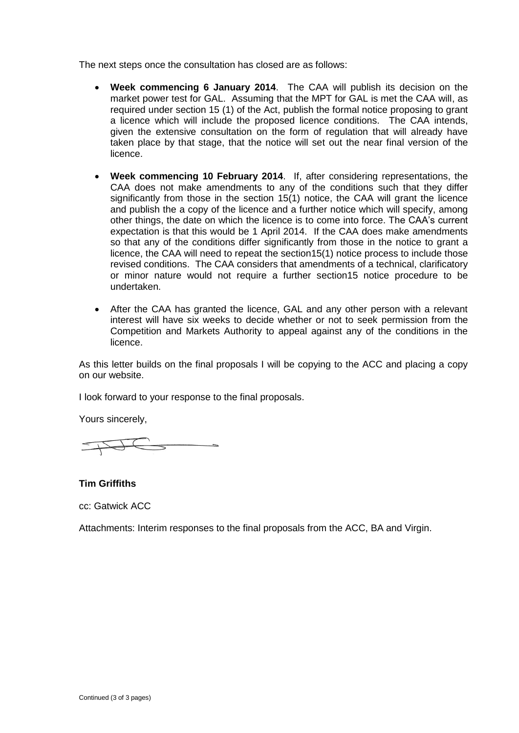The next steps once the consultation has closed are as follows:

- **Week commencing 6 January 2014**. The CAA will publish its decision on the market power test for GAL. Assuming that the MPT for GAL is met the CAA will, as required under section 15 (1) of the Act, publish the formal notice proposing to grant a licence which will include the proposed licence conditions. The CAA intends, given the extensive consultation on the form of regulation that will already have taken place by that stage, that the notice will set out the near final version of the licence.

- **Week commencing 10 February 2014**. If, after considering representations, the CAA does not make amendments to any of the conditions such that they differ significantly from those in the section 15(1) notice, the CAA will grant the licence and publish the a copy of the licence and a further notice which will specify, among other things, the date on which the licence is to come into force. The CAA's current expectation is that this would be 1 April 2014. If the CAA does make amendments so that any of the conditions differ significantly from those in the notice to grant a licence, the CAA will need to repeat the section15(1) notice process to include those revised conditions. The CAA considers that amendments of a technical, clarificatory or minor nature would not require a further section15 notice procedure to be undertaken.

- After the CAA has granted the licence, GAL and any other person with a relevant interest will have six weeks to decide whether or not to seek permission from the Competition and Markets Authority to appeal against any of the conditions in the licence.

As this letter builds on the final proposals I will be copying to the ACC and placing a copy on our website.

I look forward to your response to the final proposals.

Yours sincerely,

**Tim Griffiths**

cc: Gatwick ACC

Attachments: Interim responses to the final proposals from the ACC, BA and Virgin.